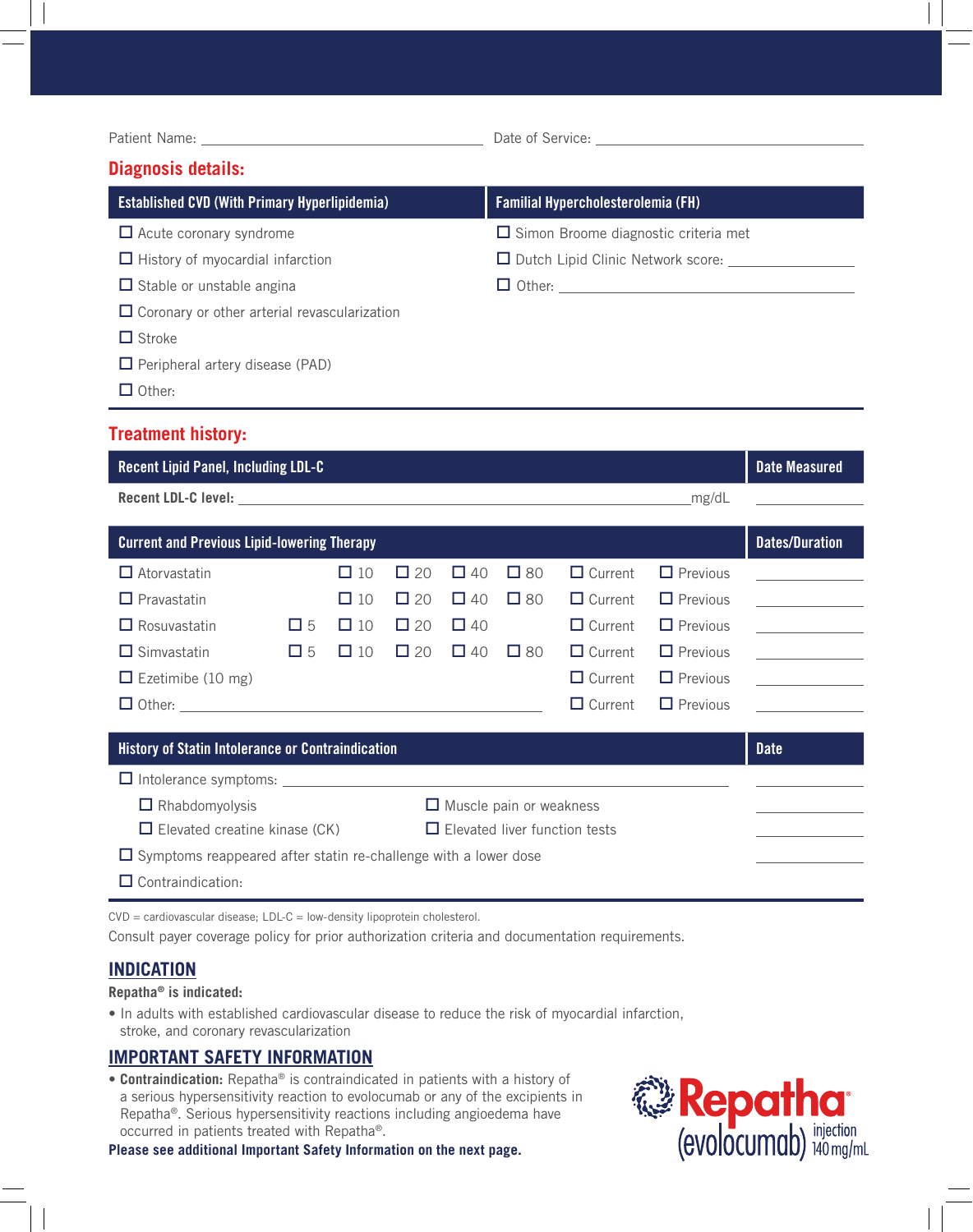Patient Name: ______________________________ Date of Service: ______________________________

## Diagnosis details:

| Established CVD (With Primary Hyperlipidemia) | Familial Hypercholesterolemia (FH) |
|---|---|
| ☐ Acute coronary syndrome | ☐ Simon Broome diagnostic criteria met |
| ☐ History of myocardial infarction | ☐ Dutch Lipid Clinic Network score: ______________ |
| ☐ Stable or unstable angina | ☐ Other: ______________________________ |
| ☐ Coronary or other arterial revascularization | |
| ☐ Stroke | |
| ☐ Peripheral artery disease (PAD) | |
| ☐ Other: | |

## Treatment history:

| Recent Lipid Panel, Including LDL-C | Date Measured |
|---|---|
| **Recent LDL-C level:** ______________________________ mg/dL | ______________ |

| Current and Previous Lipid-lowering Therapy | | | | | | | | Dates/Duration |
|---|---|---|---|---|---|---|---|---|
| ☐ Atorvastatin | | ☐ 10 | ☐ 20 | ☐ 40 | ☐ 80 | ☐ Current | ☐ Previous | ______________ |
| ☐ Pravastatin | | ☐ 10 | ☐ 20 | ☐ 40 | ☐ 80 | ☐ Current | ☐ Previous | ______________ |
| ☐ Rosuvastatin | ☐ 5 | ☐ 10 | ☐ 20 | ☐ 40 | | ☐ Current | ☐ Previous | ______________ |
| ☐ Simvastatin | ☐ 5 | ☐ 10 | ☐ 20 | ☐ 40 | ☐ 80 | ☐ Current | ☐ Previous | ______________ |
| ☐ Ezetimibe (10 mg) | | | | | | ☐ Current | ☐ Previous | ______________ |
| ☐ Other: ______________________________ | | | | | | ☐ Current | ☐ Previous | ______________ |

| History of Statin Intolerance or Contraindication | | Date |
|---|---|---|
| ☐ Intolerance symptoms: ______________________________ | | ______________ |
| ☐ Rhabdomyolysis | ☐ Muscle pain or weakness | ______________ |
| ☐ Elevated creatine kinase (CK) | ☐ Elevated liver function tests | ______________ |
| ☐ Symptoms reappeared after statin re-challenge with a lower dose | | ______________ |
| ☐ Contraindication: | | |

CVD = cardiovascular disease; LDL-C = low-density lipoprotein cholesterol.

Consult payer coverage policy for prior authorization criteria and documentation requirements.

## INDICATION

**Repatha® is indicated:**

- In adults with established cardiovascular disease to reduce the risk of myocardial infarction, stroke, and coronary revascularization

## IMPORTANT SAFETY INFORMATION

- **Contraindication:** Repatha® is contraindicated in patients with a history of a serious hypersensitivity reaction to evolocumab or any of the excipients in Repatha®. Serious hypersensitivity reactions including angioedema have occurred in patients treated with Repatha®.

**Please see additional Important Safety Information on the next page.**

Repatha® (evolocumab) injection 140 mg/mL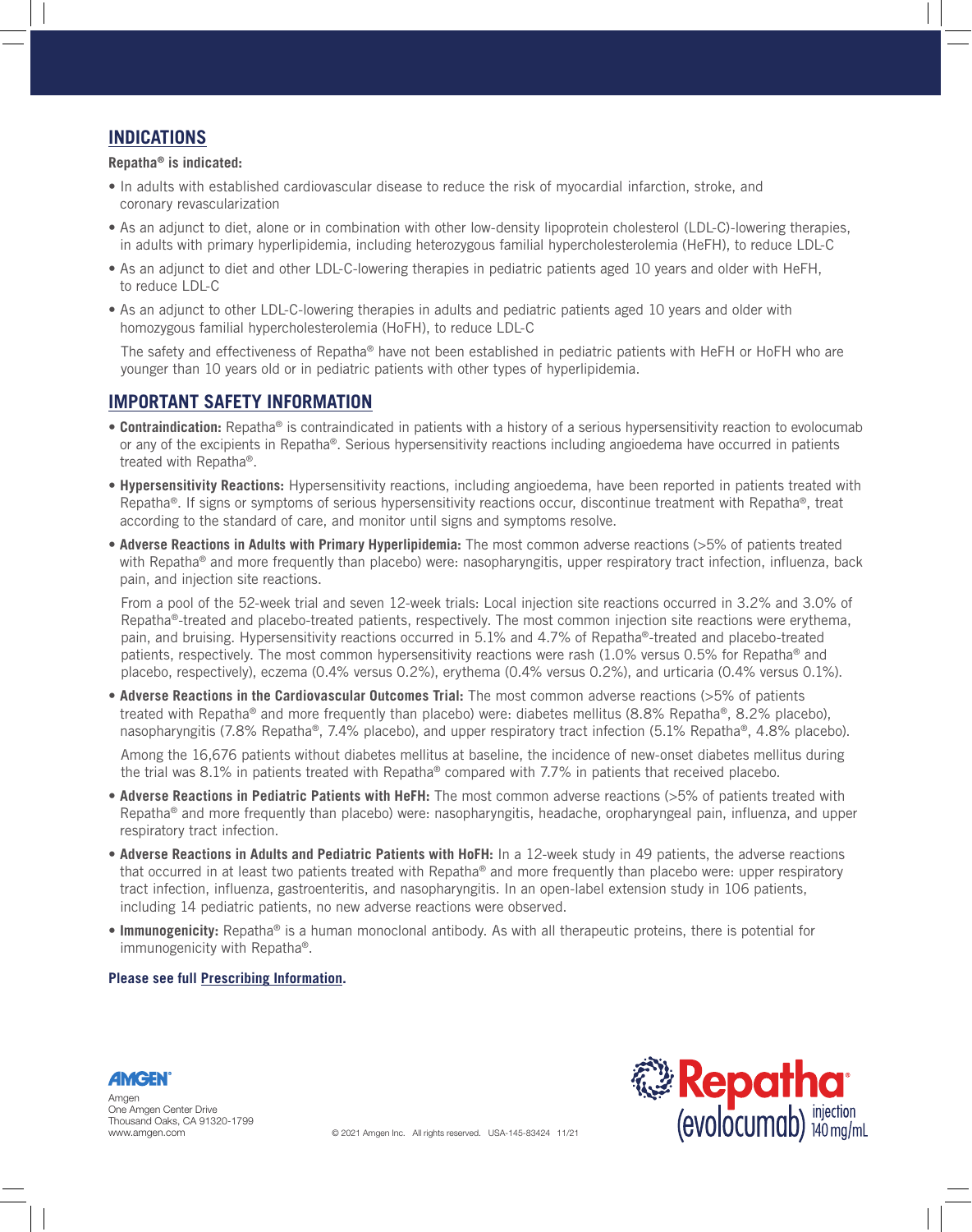## INDICATIONS

**Repatha® is indicated:**

- In adults with established cardiovascular disease to reduce the risk of myocardial infarction, stroke, and coronary revascularization
- As an adjunct to diet, alone or in combination with other low-density lipoprotein cholesterol (LDL-C)-lowering therapies, in adults with primary hyperlipidemia, including heterozygous familial hypercholesterolemia (HeFH), to reduce LDL-C
- As an adjunct to diet and other LDL-C-lowering therapies in pediatric patients aged 10 years and older with HeFH, to reduce LDL-C
- As an adjunct to other LDL-C-lowering therapies in adults and pediatric patients aged 10 years and older with homozygous familial hypercholesterolemia (HoFH), to reduce LDL-C

  The safety and effectiveness of Repatha® have not been established in pediatric patients with HeFH or HoFH who are younger than 10 years old or in pediatric patients with other types of hyperlipidemia.

## IMPORTANT SAFETY INFORMATION

- **Contraindication:** Repatha® is contraindicated in patients with a history of a serious hypersensitivity reaction to evolocumab or any of the excipients in Repatha®. Serious hypersensitivity reactions including angioedema have occurred in patients treated with Repatha®.
- **Hypersensitivity Reactions:** Hypersensitivity reactions, including angioedema, have been reported in patients treated with Repatha®. If signs or symptoms of serious hypersensitivity reactions occur, discontinue treatment with Repatha®, treat according to the standard of care, and monitor until signs and symptoms resolve.
- **Adverse Reactions in Adults with Primary Hyperlipidemia:** The most common adverse reactions (>5% of patients treated with Repatha® and more frequently than placebo) were: nasopharyngitis, upper respiratory tract infection, influenza, back pain, and injection site reactions.

  From a pool of the 52-week trial and seven 12-week trials: Local injection site reactions occurred in 3.2% and 3.0% of Repatha®-treated and placebo-treated patients, respectively. The most common injection site reactions were erythema, pain, and bruising. Hypersensitivity reactions occurred in 5.1% and 4.7% of Repatha®-treated and placebo-treated patients, respectively. The most common hypersensitivity reactions were rash (1.0% versus 0.5% for Repatha® and placebo, respectively), eczema (0.4% versus 0.2%), erythema (0.4% versus 0.2%), and urticaria (0.4% versus 0.1%).
- **Adverse Reactions in the Cardiovascular Outcomes Trial:** The most common adverse reactions (>5% of patients treated with Repatha® and more frequently than placebo) were: diabetes mellitus (8.8% Repatha®, 8.2% placebo), nasopharyngitis (7.8% Repatha®, 7.4% placebo), and upper respiratory tract infection (5.1% Repatha®, 4.8% placebo).

  Among the 16,676 patients without diabetes mellitus at baseline, the incidence of new-onset diabetes mellitus during the trial was 8.1% in patients treated with Repatha® compared with 7.7% in patients that received placebo.
- **Adverse Reactions in Pediatric Patients with HeFH:** The most common adverse reactions (>5% of patients treated with Repatha® and more frequently than placebo) were: nasopharyngitis, headache, oropharyngeal pain, influenza, and upper respiratory tract infection.
- **Adverse Reactions in Adults and Pediatric Patients with HoFH:** In a 12-week study in 49 patients, the adverse reactions that occurred in at least two patients treated with Repatha® and more frequently than placebo were: upper respiratory tract infection, influenza, gastroenteritis, and nasopharyngitis. In an open-label extension study in 106 patients, including 14 pediatric patients, no new adverse reactions were observed.
- **Immunogenicity:** Repatha® is a human monoclonal antibody. As with all therapeutic proteins, there is potential for immunogenicity with Repatha®.

**Please see full Prescribing Information.**

AMGEN®

Amgen
One Amgen Center Drive
Thousand Oaks, CA 91320-1799
www.amgen.com

© 2021 Amgen Inc. All rights reserved. USA-145-83424 11/21

Repatha® (evolocumab) injection 140 mg/mL